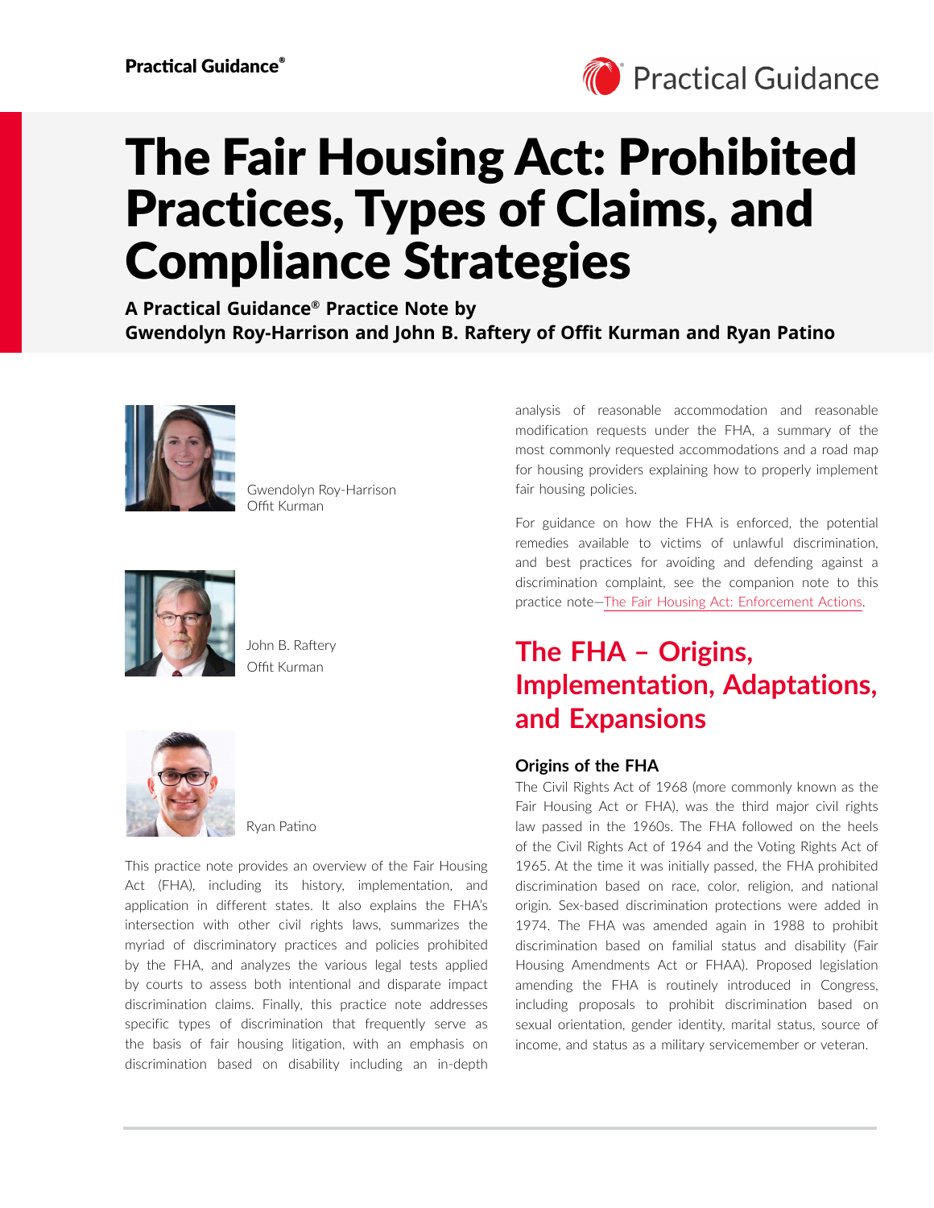# The Fair Housing Act: Prohibited Practices, Types of Claims, and Compliance Strategies

**A Practical Guidance® Practice Note by Gwendolyn Roy-Harrison and John B. Raftery of Offit Kurman and Ryan Patino**

Gwendolyn Roy-Harrison
Offit Kurman

John B. Raftery
Offit Kurman

Ryan Patino

This practice note provides an overview of the Fair Housing Act (FHA), including its history, implementation, and application in different states. It also explains the FHA's intersection with other civil rights laws, summarizes the myriad of discriminatory practices and policies prohibited by the FHA, and analyzes the various legal tests applied by courts to assess both intentional and disparate impact discrimination claims. Finally, this practice note addresses specific types of discrimination that frequently serve as the basis of fair housing litigation, with an emphasis on discrimination based on disability including an in-depth analysis of reasonable accommodation and reasonable modification requests under the FHA, a summary of the most commonly requested accommodations and a road map for housing providers explaining how to properly implement fair housing policies.

For guidance on how the FHA is enforced, the potential remedies available to victims of unlawful discrimination, and best practices for avoiding and defending against a discrimination complaint, see the companion note to this practice note—The Fair Housing Act: Enforcement Actions.

## The FHA – Origins, Implementation, Adaptations, and Expansions

### Origins of the FHA

The Civil Rights Act of 1968 (more commonly known as the Fair Housing Act or FHA), was the third major civil rights law passed in the 1960s. The FHA followed on the heels of the Civil Rights Act of 1964 and the Voting Rights Act of 1965. At the time it was initially passed, the FHA prohibited discrimination based on race, color, religion, and national origin. Sex-based discrimination protections were added in 1974. The FHA was amended again in 1988 to prohibit discrimination based on familial status and disability (Fair Housing Amendments Act or FHAA). Proposed legislation amending the FHA is routinely introduced in Congress, including proposals to prohibit discrimination based on sexual orientation, gender identity, marital status, source of income, and status as a military servicemember or veteran.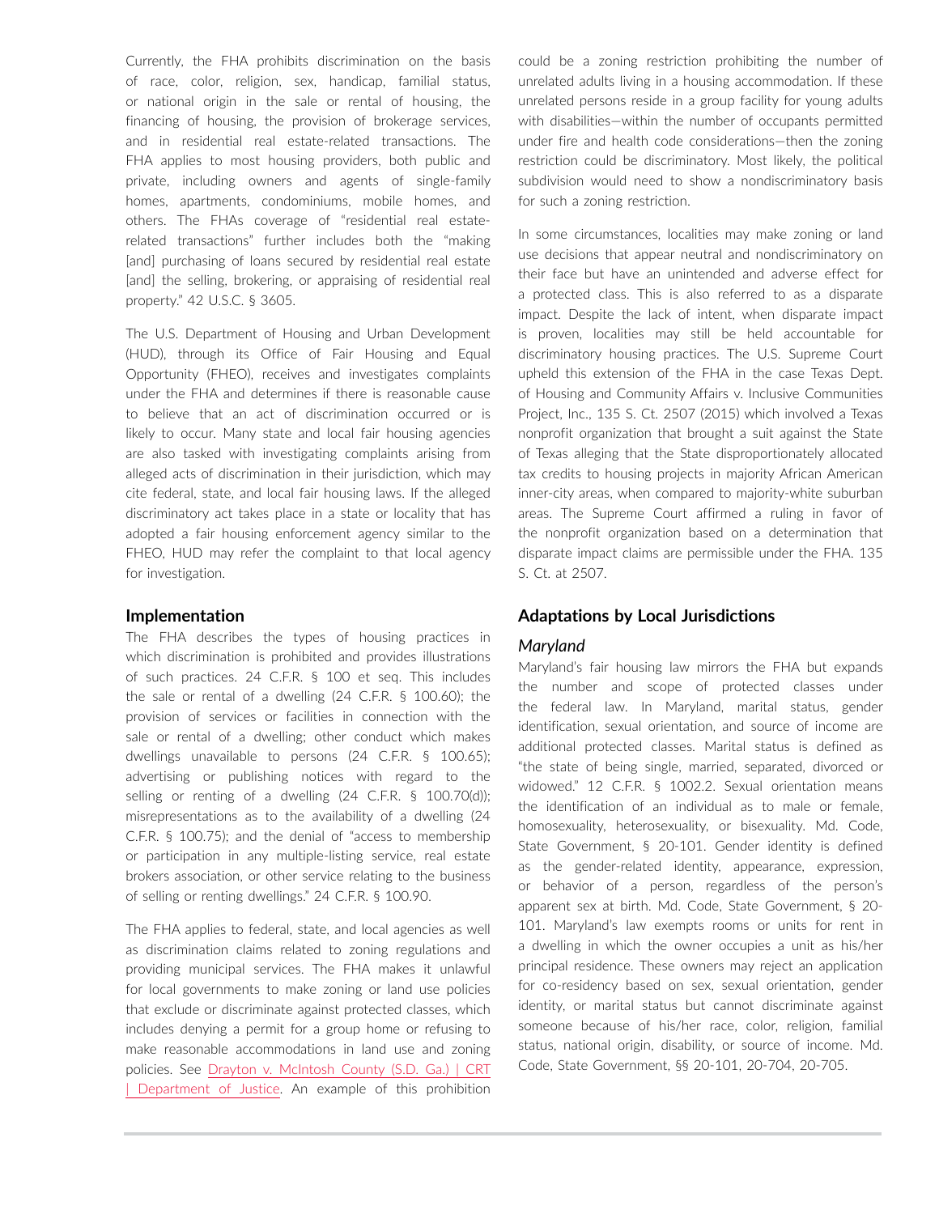Currently, the FHA prohibits discrimination on the basis of race, color, religion, sex, handicap, familial status, or national origin in the sale or rental of housing, the financing of housing, the provision of brokerage services, and in residential real estate-related transactions. The FHA applies to most housing providers, both public and private, including owners and agents of single-family homes, apartments, condominiums, mobile homes, and others. The FHAs coverage of "residential real estate-related transactions" further includes both the "making [and] purchasing of loans secured by residential real estate [and] the selling, brokering, or appraising of residential real property." 42 U.S.C. § 3605.

The U.S. Department of Housing and Urban Development (HUD), through its Office of Fair Housing and Equal Opportunity (FHEO), receives and investigates complaints under the FHA and determines if there is reasonable cause to believe that an act of discrimination occurred or is likely to occur. Many state and local fair housing agencies are also tasked with investigating complaints arising from alleged acts of discrimination in their jurisdiction, which may cite federal, state, and local fair housing laws. If the alleged discriminatory act takes place in a state or locality that has adopted a fair housing enforcement agency similar to the FHEO, HUD may refer the complaint to that local agency for investigation.

### Implementation

The FHA describes the types of housing practices in which discrimination is prohibited and provides illustrations of such practices. 24 C.F.R. § 100 et seq. This includes the sale or rental of a dwelling (24 C.F.R. § 100.60); the provision of services or facilities in connection with the sale or rental of a dwelling; other conduct which makes dwellings unavailable to persons (24 C.F.R. § 100.65); advertising or publishing notices with regard to the selling or renting of a dwelling (24 C.F.R. § 100.70(d)); misrepresentations as to the availability of a dwelling (24 C.F.R. § 100.75); and the denial of "access to membership or participation in any multiple-listing service, real estate brokers association, or other service relating to the business of selling or renting dwellings." 24 C.F.R. § 100.90.

The FHA applies to federal, state, and local agencies as well as discrimination claims related to zoning regulations and providing municipal services. The FHA makes it unlawful for local governments to make zoning or land use policies that exclude or discriminate against protected classes, which includes denying a permit for a group home or refusing to make reasonable accommodations in land use and zoning policies. See Drayton v. McIntosh County (S.D. Ga.) | CRT | Department of Justice. An example of this prohibition could be a zoning restriction prohibiting the number of unrelated adults living in a housing accommodation. If these unrelated persons reside in a group facility for young adults with disabilities—within the number of occupants permitted under fire and health code considerations—then the zoning restriction could be discriminatory. Most likely, the political subdivision would need to show a nondiscriminatory basis for such a zoning restriction.

In some circumstances, localities may make zoning or land use decisions that appear neutral and nondiscriminatory on their face but have an unintended and adverse effect for a protected class. This is also referred to as a disparate impact. Despite the lack of intent, when disparate impact is proven, localities may still be held accountable for discriminatory housing practices. The U.S. Supreme Court upheld this extension of the FHA in the case Texas Dept. of Housing and Community Affairs v. Inclusive Communities Project, Inc., 135 S. Ct. 2507 (2015) which involved a Texas nonprofit organization that brought a suit against the State of Texas alleging that the State disproportionately allocated tax credits to housing projects in majority African American inner-city areas, when compared to majority-white suburban areas. The Supreme Court affirmed a ruling in favor of the nonprofit organization based on a determination that disparate impact claims are permissible under the FHA. 135 S. Ct. at 2507.

### Adaptations by Local Jurisdictions

#### *Maryland*

Maryland's fair housing law mirrors the FHA but expands the number and scope of protected classes under the federal law. In Maryland, marital status, gender identification, sexual orientation, and source of income are additional protected classes. Marital status is defined as "the state of being single, married, separated, divorced or widowed." 12 C.F.R. § 1002.2. Sexual orientation means the identification of an individual as to male or female, homosexuality, heterosexuality, or bisexuality. Md. Code, State Government, § 20-101. Gender identity is defined as the gender-related identity, appearance, expression, or behavior of a person, regardless of the person's apparent sex at birth. Md. Code, State Government, § 20-101. Maryland's law exempts rooms or units for rent in a dwelling in which the owner occupies a unit as his/her principal residence. These owners may reject an application for co-residency based on sex, sexual orientation, gender identity, or marital status but cannot discriminate against someone because of his/her race, color, religion, familial status, national origin, disability, or source of income. Md. Code, State Government, §§ 20-101, 20-704, 20-705.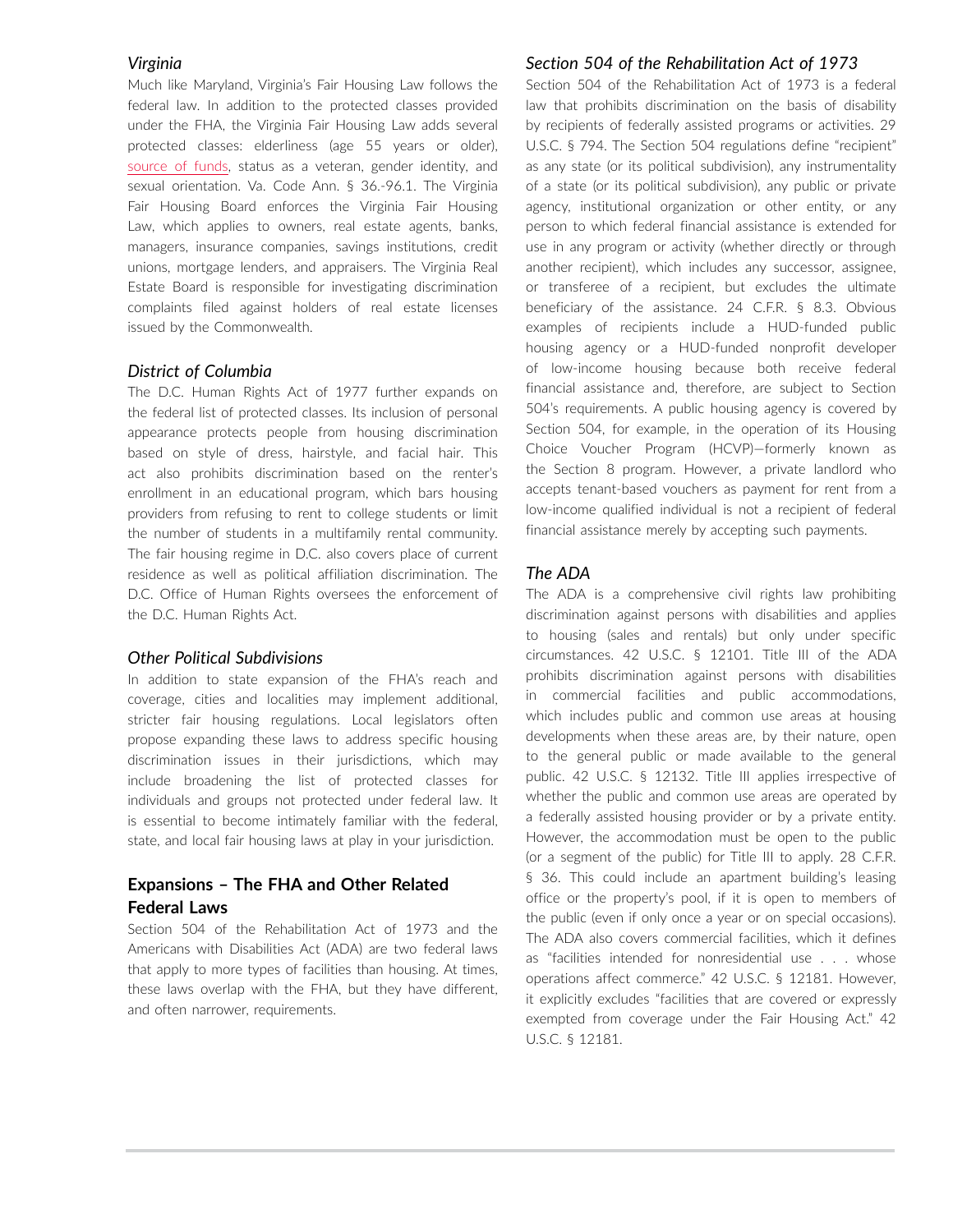### *Virginia*

Much like Maryland, Virginia's Fair Housing Law follows the federal law. In addition to the protected classes provided under the FHA, the Virginia Fair Housing Law adds several protected classes: elderliness (age 55 years or older), source of funds, status as a veteran, gender identity, and sexual orientation. Va. Code Ann. § 36.-96.1. The Virginia Fair Housing Board enforces the Virginia Fair Housing Law, which applies to owners, real estate agents, banks, managers, insurance companies, savings institutions, credit unions, mortgage lenders, and appraisers. The Virginia Real Estate Board is responsible for investigating discrimination complaints filed against holders of real estate licenses issued by the Commonwealth.

### *District of Columbia*

The D.C. Human Rights Act of 1977 further expands on the federal list of protected classes. Its inclusion of personal appearance protects people from housing discrimination based on style of dress, hairstyle, and facial hair. This act also prohibits discrimination based on the renter's enrollment in an educational program, which bars housing providers from refusing to rent to college students or limit the number of students in a multifamily rental community. The fair housing regime in D.C. also covers place of current residence as well as political affiliation discrimination. The D.C. Office of Human Rights oversees the enforcement of the D.C. Human Rights Act.

### *Other Political Subdivisions*

In addition to state expansion of the FHA's reach and coverage, cities and localities may implement additional, stricter fair housing regulations. Local legislators often propose expanding these laws to address specific housing discrimination issues in their jurisdictions, which may include broadening the list of protected classes for individuals and groups not protected under federal law. It is essential to become intimately familiar with the federal, state, and local fair housing laws at play in your jurisdiction.

## Expansions – The FHA and Other Related Federal Laws

Section 504 of the Rehabilitation Act of 1973 and the Americans with Disabilities Act (ADA) are two federal laws that apply to more types of facilities than housing. At times, these laws overlap with the FHA, but they have different, and often narrower, requirements.

### *Section 504 of the Rehabilitation Act of 1973*

Section 504 of the Rehabilitation Act of 1973 is a federal law that prohibits discrimination on the basis of disability by recipients of federally assisted programs or activities. 29 U.S.C. § 794. The Section 504 regulations define "recipient" as any state (or its political subdivision), any instrumentality of a state (or its political subdivision), any public or private agency, institutional organization or other entity, or any person to which federal financial assistance is extended for use in any program or activity (whether directly or through another recipient), which includes any successor, assignee, or transferee of a recipient, but excludes the ultimate beneficiary of the assistance. 24 C.F.R. § 8.3. Obvious examples of recipients include a HUD-funded public housing agency or a HUD-funded nonprofit developer of low-income housing because both receive federal financial assistance and, therefore, are subject to Section 504's requirements. A public housing agency is covered by Section 504, for example, in the operation of its Housing Choice Voucher Program (HCVP)—formerly known as the Section 8 program. However, a private landlord who accepts tenant-based vouchers as payment for rent from a low-income qualified individual is not a recipient of federal financial assistance merely by accepting such payments.

### *The ADA*

The ADA is a comprehensive civil rights law prohibiting discrimination against persons with disabilities and applies to housing (sales and rentals) but only under specific circumstances. 42 U.S.C. § 12101. Title III of the ADA prohibits discrimination against persons with disabilities in commercial facilities and public accommodations, which includes public and common use areas at housing developments when these areas are, by their nature, open to the general public or made available to the general public. 42 U.S.C. § 12132. Title III applies irrespective of whether the public and common use areas are operated by a federally assisted housing provider or by a private entity. However, the accommodation must be open to the public (or a segment of the public) for Title III to apply. 28 C.F.R. § 36. This could include an apartment building's leasing office or the property's pool, if it is open to members of the public (even if only once a year or on special occasions). The ADA also covers commercial facilities, which it defines as "facilities intended for nonresidential use . . . whose operations affect commerce." 42 U.S.C. § 12181. However, it explicitly excludes "facilities that are covered or expressly exempted from coverage under the Fair Housing Act." 42 U.S.C. § 12181.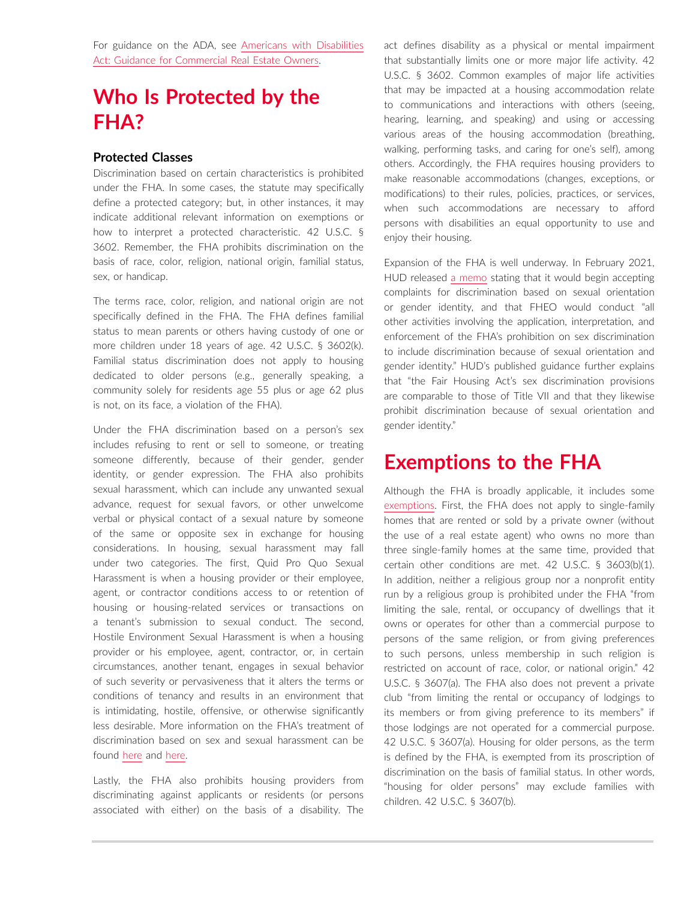For guidance on the ADA, see Americans with Disabilities Act: Guidance for Commercial Real Estate Owners.

# Who Is Protected by the FHA?

### Protected Classes

Discrimination based on certain characteristics is prohibited under the FHA. In some cases, the statute may specifically define a protected category; but, in other instances, it may indicate additional relevant information on exemptions or how to interpret a protected characteristic. 42 U.S.C. § 3602. Remember, the FHA prohibits discrimination on the basis of race, color, religion, national origin, familial status, sex, or handicap.

The terms race, color, religion, and national origin are not specifically defined in the FHA. The FHA defines familial status to mean parents or others having custody of one or more children under 18 years of age. 42 U.S.C. § 3602(k). Familial status discrimination does not apply to housing dedicated to older persons (e.g., generally speaking, a community solely for residents age 55 plus or age 62 plus is not, on its face, a violation of the FHA).

Under the FHA discrimination based on a person's sex includes refusing to rent or sell to someone, or treating someone differently, because of their gender, gender identity, or gender expression. The FHA also prohibits sexual harassment, which can include any unwanted sexual advance, request for sexual favors, or other unwelcome verbal or physical contact of a sexual nature by someone of the same or opposite sex in exchange for housing considerations. In housing, sexual harassment may fall under two categories. The first, Quid Pro Quo Sexual Harassment is when a housing provider or their employee, agent, or contractor conditions access to or retention of housing or housing-related services or transactions on a tenant's submission to sexual conduct. The second, Hostile Environment Sexual Harassment is when a housing provider or his employee, agent, contractor, or, in certain circumstances, another tenant, engages in sexual behavior of such severity or pervasiveness that it alters the terms or conditions of tenancy and results in an environment that is intimidating, hostile, offensive, or otherwise significantly less desirable. More information on the FHA's treatment of discrimination based on sex and sexual harassment can be found here and here.

Lastly, the FHA also prohibits housing providers from discriminating against applicants or residents (or persons associated with either) on the basis of a disability. The act defines disability as a physical or mental impairment that substantially limits one or more major life activity. 42 U.S.C. § 3602. Common examples of major life activities that may be impacted at a housing accommodation relate to communications and interactions with others (seeing, hearing, learning, and speaking) and using or accessing various areas of the housing accommodation (breathing, walking, performing tasks, and caring for one's self), among others. Accordingly, the FHA requires housing providers to make reasonable accommodations (changes, exceptions, or modifications) to their rules, policies, practices, or services, when such accommodations are necessary to afford persons with disabilities an equal opportunity to use and enjoy their housing.

Expansion of the FHA is well underway. In February 2021, HUD released a memo stating that it would begin accepting complaints for discrimination based on sexual orientation or gender identity, and that FHEO would conduct "all other activities involving the application, interpretation, and enforcement of the FHA's prohibition on sex discrimination to include discrimination because of sexual orientation and gender identity." HUD's published guidance further explains that "the Fair Housing Act's sex discrimination provisions are comparable to those of Title VII and that they likewise prohibit discrimination because of sexual orientation and gender identity."

# Exemptions to the FHA

Although the FHA is broadly applicable, it includes some exemptions. First, the FHA does not apply to single-family homes that are rented or sold by a private owner (without the use of a real estate agent) who owns no more than three single-family homes at the same time, provided that certain other conditions are met. 42 U.S.C. § 3603(b)(1). In addition, neither a religious group nor a nonprofit entity run by a religious group is prohibited under the FHA "from limiting the sale, rental, or occupancy of dwellings that it owns or operates for other than a commercial purpose to persons of the same religion, or from giving preferences to such persons, unless membership in such religion is restricted on account of race, color, or national origin." 42 U.S.C. § 3607(a). The FHA also does not prevent a private club "from limiting the rental or occupancy of lodgings to its members or from giving preference to its members" if those lodgings are not operated for a commercial purpose. 42 U.S.C. § 3607(a). Housing for older persons, as the term is defined by the FHA, is exempted from its proscription of discrimination on the basis of familial status. In other words, "housing for older persons" may exclude families with children. 42 U.S.C. § 3607(b).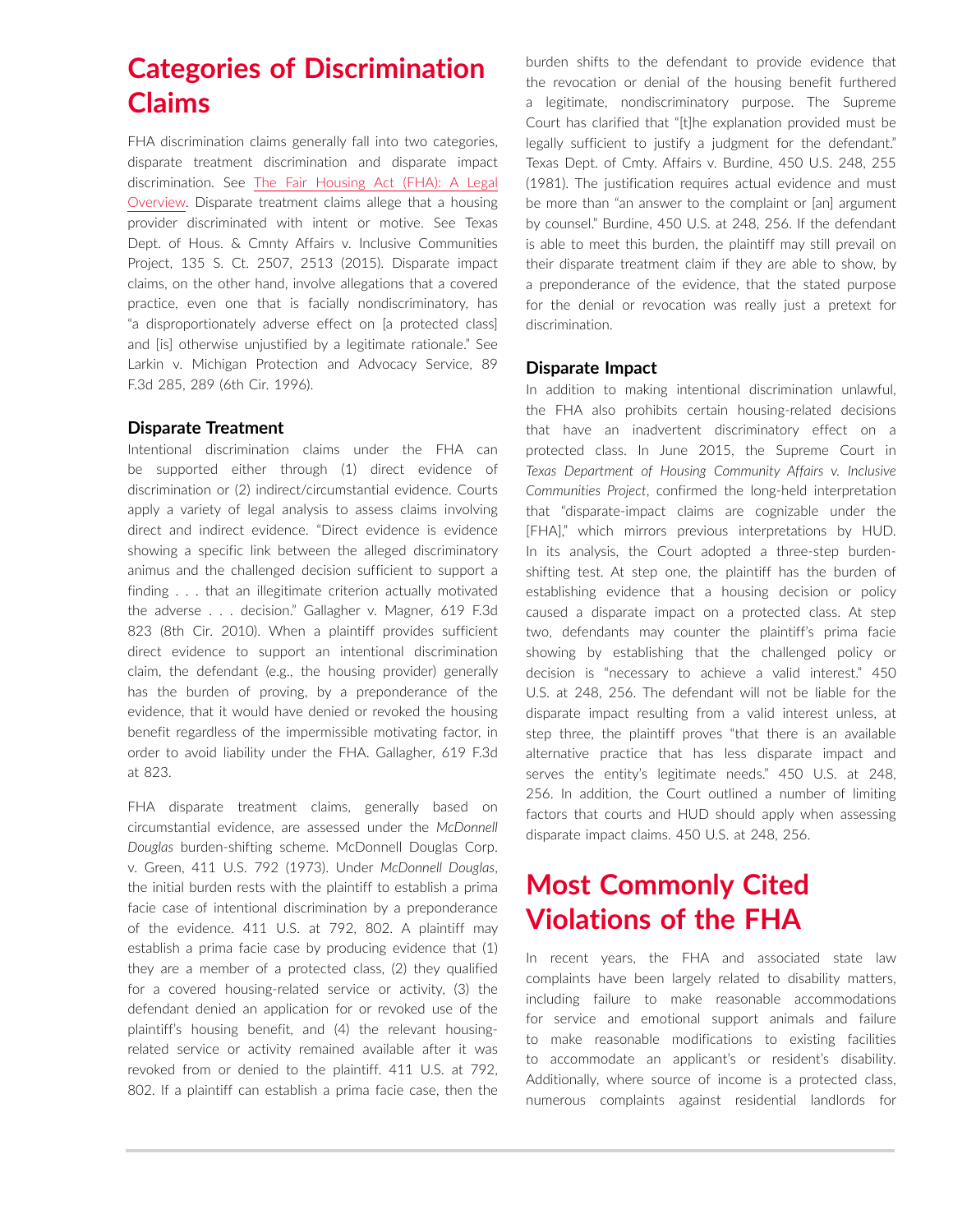# Categories of Discrimination Claims

FHA discrimination claims generally fall into two categories, disparate treatment discrimination and disparate impact discrimination. See The Fair Housing Act (FHA): A Legal Overview. Disparate treatment claims allege that a housing provider discriminated with intent or motive. See Texas Dept. of Hous. & Cmnty Affairs v. Inclusive Communities Project, 135 S. Ct. 2507, 2513 (2015). Disparate impact claims, on the other hand, involve allegations that a covered practice, even one that is facially nondiscriminatory, has "a disproportionately adverse effect on [a protected class] and [is] otherwise unjustified by a legitimate rationale." See Larkin v. Michigan Protection and Advocacy Service, 89 F.3d 285, 289 (6th Cir. 1996).

### Disparate Treatment

Intentional discrimination claims under the FHA can be supported either through (1) direct evidence of discrimination or (2) indirect/circumstantial evidence. Courts apply a variety of legal analysis to assess claims involving direct and indirect evidence. "Direct evidence is evidence showing a specific link between the alleged discriminatory animus and the challenged decision sufficient to support a finding . . . that an illegitimate criterion actually motivated the adverse . . . decision." Gallagher v. Magner, 619 F.3d 823 (8th Cir. 2010). When a plaintiff provides sufficient direct evidence to support an intentional discrimination claim, the defendant (e.g., the housing provider) generally has the burden of proving, by a preponderance of the evidence, that it would have denied or revoked the housing benefit regardless of the impermissible motivating factor, in order to avoid liability under the FHA. Gallagher, 619 F.3d at 823.

FHA disparate treatment claims, generally based on circumstantial evidence, are assessed under the *McDonnell Douglas* burden-shifting scheme. McDonnell Douglas Corp. v. Green, 411 U.S. 792 (1973). Under *McDonnell Douglas*, the initial burden rests with the plaintiff to establish a prima facie case of intentional discrimination by a preponderance of the evidence. 411 U.S. at 792, 802. A plaintiff may establish a prima facie case by producing evidence that (1) they are a member of a protected class, (2) they qualified for a covered housing-related service or activity, (3) the defendant denied an application for or revoked use of the plaintiff's housing benefit, and (4) the relevant housing-related service or activity remained available after it was revoked from or denied to the plaintiff. 411 U.S. at 792, 802. If a plaintiff can establish a prima facie case, then the burden shifts to the defendant to provide evidence that the revocation or denial of the housing benefit furthered a legitimate, nondiscriminatory purpose. The Supreme Court has clarified that "[t]he explanation provided must be legally sufficient to justify a judgment for the defendant." Texas Dept. of Cmty. Affairs v. Burdine, 450 U.S. 248, 255 (1981). The justification requires actual evidence and must be more than "an answer to the complaint or [an] argument by counsel." Burdine, 450 U.S. at 248, 256. If the defendant is able to meet this burden, the plaintiff may still prevail on their disparate treatment claim if they are able to show, by a preponderance of the evidence, that the stated purpose for the denial or revocation was really just a pretext for discrimination.

### Disparate Impact

In addition to making intentional discrimination unlawful, the FHA also prohibits certain housing-related decisions that have an inadvertent discriminatory effect on a protected class. In June 2015, the Supreme Court in *Texas Department of Housing Community Affairs v. Inclusive Communities Project*, confirmed the long-held interpretation that "disparate-impact claims are cognizable under the [FHA]," which mirrors previous interpretations by HUD. In its analysis, the Court adopted a three-step burden-shifting test. At step one, the plaintiff has the burden of establishing evidence that a housing decision or policy caused a disparate impact on a protected class. At step two, defendants may counter the plaintiff's prima facie showing by establishing that the challenged policy or decision is "necessary to achieve a valid interest." 450 U.S. at 248, 256. The defendant will not be liable for the disparate impact resulting from a valid interest unless, at step three, the plaintiff proves "that there is an available alternative practice that has less disparate impact and serves the entity's legitimate needs." 450 U.S. at 248, 256. In addition, the Court outlined a number of limiting factors that courts and HUD should apply when assessing disparate impact claims. 450 U.S. at 248, 256.

# Most Commonly Cited Violations of the FHA

In recent years, the FHA and associated state law complaints have been largely related to disability matters, including failure to make reasonable accommodations for service and emotional support animals and failure to make reasonable modifications to existing facilities to accommodate an applicant's or resident's disability. Additionally, where source of income is a protected class, numerous complaints against residential landlords for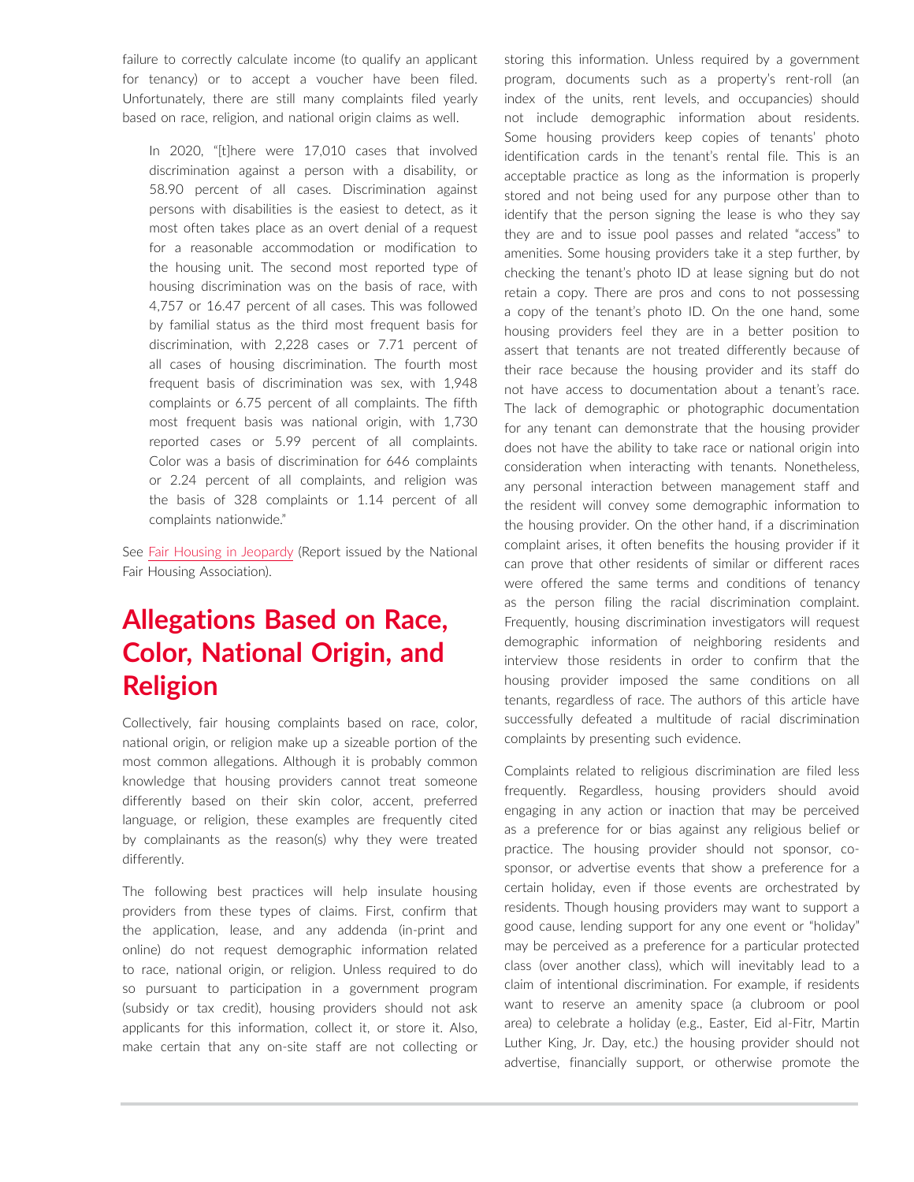failure to correctly calculate income (to qualify an applicant for tenancy) or to accept a voucher have been filed. Unfortunately, there are still many complaints filed yearly based on race, religion, and national origin claims as well.

> In 2020, "[t]here were 17,010 cases that involved discrimination against a person with a disability, or 58.90 percent of all cases. Discrimination against persons with disabilities is the easiest to detect, as it most often takes place as an overt denial of a request for a reasonable accommodation or modification to the housing unit. The second most reported type of housing discrimination was on the basis of race, with 4,757 or 16.47 percent of all cases. This was followed by familial status as the third most frequent basis for discrimination, with 2,228 cases or 7.71 percent of all cases of housing discrimination. The fourth most frequent basis of discrimination was sex, with 1,948 complaints or 6.75 percent of all complaints. The fifth most frequent basis was national origin, with 1,730 reported cases or 5.99 percent of all complaints. Color was a basis of discrimination for 646 complaints or 2.24 percent of all complaints, and religion was the basis of 328 complaints or 1.14 percent of all complaints nationwide."

See Fair Housing in Jeopardy (Report issued by the National Fair Housing Association).

## Allegations Based on Race, Color, National Origin, and Religion

Collectively, fair housing complaints based on race, color, national origin, or religion make up a sizeable portion of the most common allegations. Although it is probably common knowledge that housing providers cannot treat someone differently based on their skin color, accent, preferred language, or religion, these examples are frequently cited by complainants as the reason(s) why they were treated differently.

The following best practices will help insulate housing providers from these types of claims. First, confirm that the application, lease, and any addenda (in-print and online) do not request demographic information related to race, national origin, or religion. Unless required to do so pursuant to participation in a government program (subsidy or tax credit), housing providers should not ask applicants for this information, collect it, or store it. Also, make certain that any on-site staff are not collecting or storing this information. Unless required by a government program, documents such as a property's rent-roll (an index of the units, rent levels, and occupancies) should not include demographic information about residents. Some housing providers keep copies of tenants' photo identification cards in the tenant's rental file. This is an acceptable practice as long as the information is properly stored and not being used for any purpose other than to identify that the person signing the lease is who they say they are and to issue pool passes and related "access" to amenities. Some housing providers take it a step further, by checking the tenant's photo ID at lease signing but do not retain a copy. There are pros and cons to not possessing a copy of the tenant's photo ID. On the one hand, some housing providers feel they are in a better position to assert that tenants are not treated differently because of their race because the housing provider and its staff do not have access to documentation about a tenant's race. The lack of demographic or photographic documentation for any tenant can demonstrate that the housing provider does not have the ability to take race or national origin into consideration when interacting with tenants. Nonetheless, any personal interaction between management staff and the resident will convey some demographic information to the housing provider. On the other hand, if a discrimination complaint arises, it often benefits the housing provider if it can prove that other residents of similar or different races were offered the same terms and conditions of tenancy as the person filing the racial discrimination complaint. Frequently, housing discrimination investigators will request demographic information of neighboring residents and interview those residents in order to confirm that the housing provider imposed the same conditions on all tenants, regardless of race. The authors of this article have successfully defeated a multitude of racial discrimination complaints by presenting such evidence.

Complaints related to religious discrimination are filed less frequently. Regardless, housing providers should avoid engaging in any action or inaction that may be perceived as a preference for or bias against any religious belief or practice. The housing provider should not sponsor, co-sponsor, or advertise events that show a preference for a certain holiday, even if those events are orchestrated by residents. Though housing providers may want to support a good cause, lending support for any one event or "holiday" may be perceived as a preference for a particular protected class (over another class), which will inevitably lead to a claim of intentional discrimination. For example, if residents want to reserve an amenity space (a clubroom or pool area) to celebrate a holiday (e.g., Easter, Eid al-Fitr, Martin Luther King, Jr. Day, etc.) the housing provider should not advertise, financially support, or otherwise promote the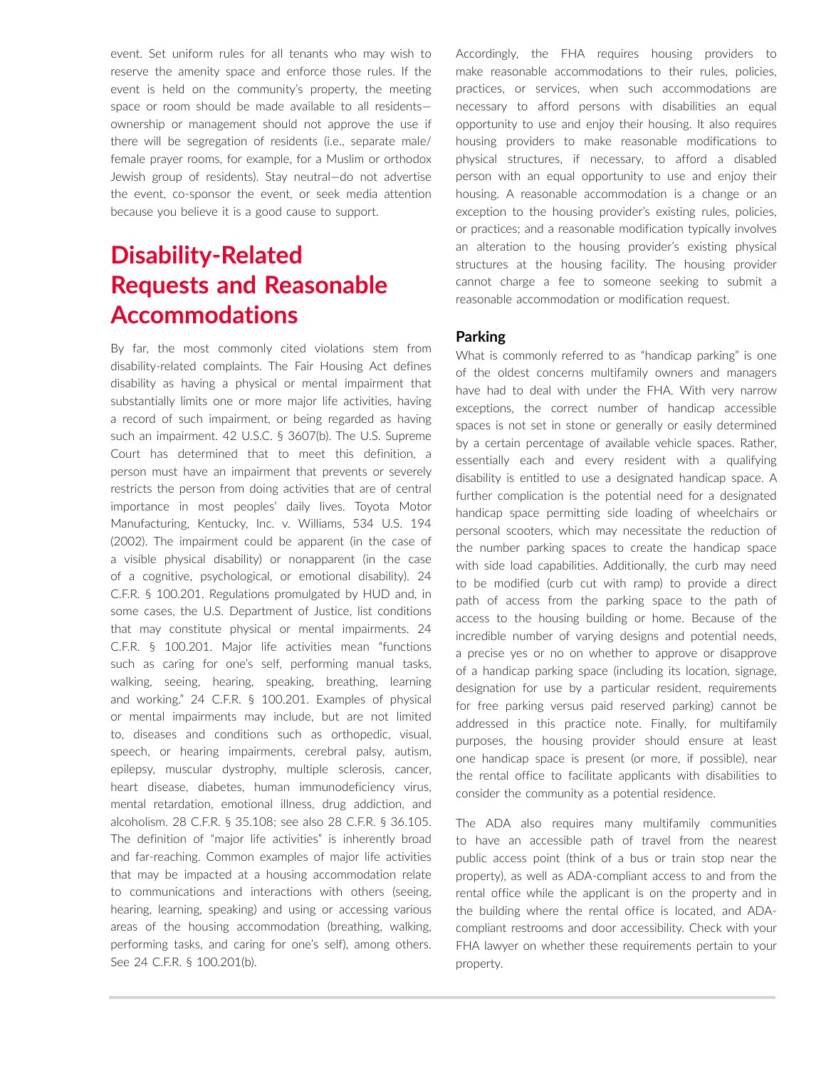event. Set uniform rules for all tenants who may wish to reserve the amenity space and enforce those rules. If the event is held on the community's property, the meeting space or room should be made available to all residents—ownership or management should not approve the use if there will be segregation of residents (i.e., separate male/female prayer rooms, for example, for a Muslim or orthodox Jewish group of residents). Stay neutral—do not advertise the event, co-sponsor the event, or seek media attention because you believe it is a good cause to support.

## Disability-Related Requests and Reasonable Accommodations

By far, the most commonly cited violations stem from disability-related complaints. The Fair Housing Act defines disability as having a physical or mental impairment that substantially limits one or more major life activities, having a record of such impairment, or being regarded as having such an impairment. 42 U.S.C. § 3607(b). The U.S. Supreme Court has determined that to meet this definition, a person must have an impairment that prevents or severely restricts the person from doing activities that are of central importance in most peoples' daily lives. Toyota Motor Manufacturing, Kentucky, Inc. v. Williams, 534 U.S. 194 (2002). The impairment could be apparent (in the case of a visible physical disability) or nonapparent (in the case of a cognitive, psychological, or emotional disability). 24 C.F.R. § 100.201. Regulations promulgated by HUD and, in some cases, the U.S. Department of Justice, list conditions that may constitute physical or mental impairments. 24 C.F.R. § 100.201. Major life activities mean "functions such as caring for one's self, performing manual tasks, walking, seeing, hearing, speaking, breathing, learning and working." 24 C.F.R. § 100.201. Examples of physical or mental impairments may include, but are not limited to, diseases and conditions such as orthopedic, visual, speech, or hearing impairments, cerebral palsy, autism, epilepsy, muscular dystrophy, multiple sclerosis, cancer, heart disease, diabetes, human immunodeficiency virus, mental retardation, emotional illness, drug addiction, and alcoholism. 28 C.F.R. § 35.108; see also 28 C.F.R. § 36.105. The definition of "major life activities" is inherently broad and far-reaching. Common examples of major life activities that may be impacted at a housing accommodation relate to communications and interactions with others (seeing, hearing, learning, speaking) and using or accessing various areas of the housing accommodation (breathing, walking, performing tasks, and caring for one's self), among others. See 24 C.F.R. § 100.201(b).

Accordingly, the FHA requires housing providers to make reasonable accommodations to their rules, policies, practices, or services, when such accommodations are necessary to afford persons with disabilities an equal opportunity to use and enjoy their housing. It also requires housing providers to make reasonable modifications to physical structures, if necessary, to afford a disabled person with an equal opportunity to use and enjoy their housing. A reasonable accommodation is a change or an exception to the housing provider's existing rules, policies, or practices; and a reasonable modification typically involves an alteration to the housing provider's existing physical structures at the housing facility. The housing provider cannot charge a fee to someone seeking to submit a reasonable accommodation or modification request.

### Parking

What is commonly referred to as "handicap parking" is one of the oldest concerns multifamily owners and managers have had to deal with under the FHA. With very narrow exceptions, the correct number of handicap accessible spaces is not set in stone or generally or easily determined by a certain percentage of available vehicle spaces. Rather, essentially each and every resident with a qualifying disability is entitled to use a designated handicap space. A further complication is the potential need for a designated handicap space permitting side loading of wheelchairs or personal scooters, which may necessitate the reduction of the number parking spaces to create the handicap space with side load capabilities. Additionally, the curb may need to be modified (curb cut with ramp) to provide a direct path of access from the parking space to the path of access to the housing building or home. Because of the incredible number of varying designs and potential needs, a precise yes or no on whether to approve or disapprove of a handicap parking space (including its location, signage, designation for use by a particular resident, requirements for free parking versus paid reserved parking) cannot be addressed in this practice note. Finally, for multifamily purposes, the housing provider should ensure at least one handicap space is present (or more, if possible), near the rental office to facilitate applicants with disabilities to consider the community as a potential residence.

The ADA also requires many multifamily communities to have an accessible path of travel from the nearest public access point (think of a bus or train stop near the property), as well as ADA-compliant access to and from the rental office while the applicant is on the property and in the building where the rental office is located, and ADA-compliant restrooms and door accessibility. Check with your FHA lawyer on whether these requirements pertain to your property.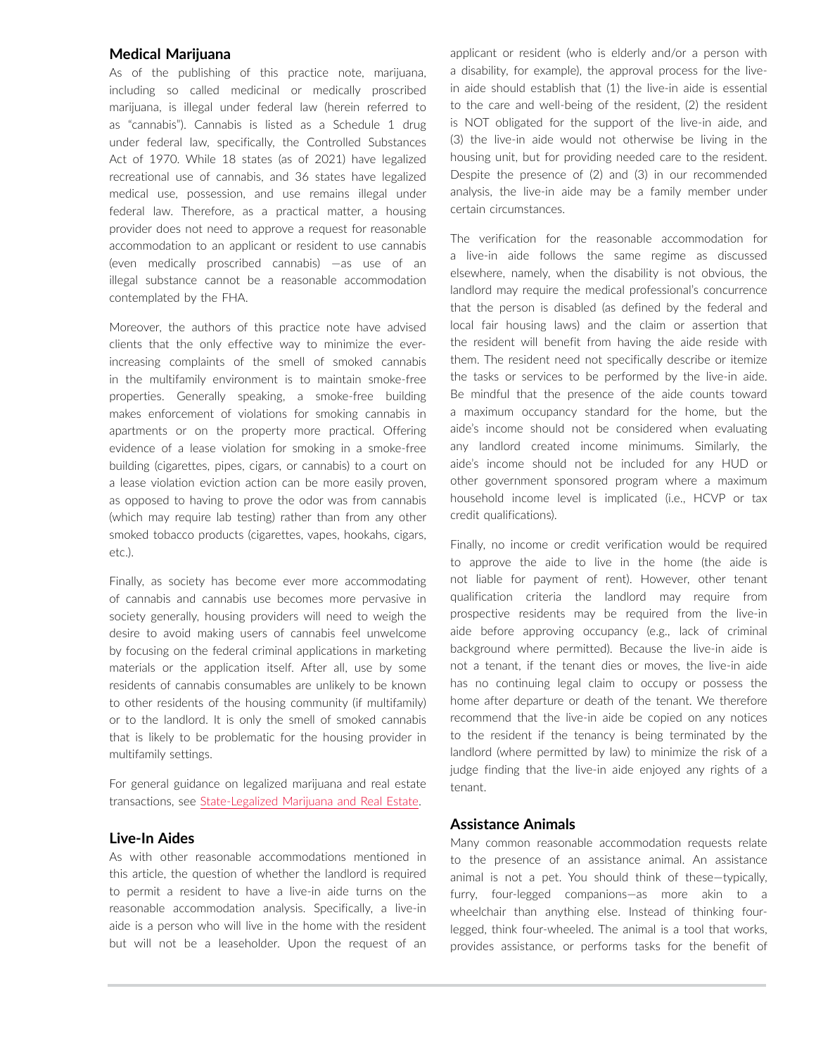## Medical Marijuana

As of the publishing of this practice note, marijuana, including so called medicinal or medically proscribed marijuana, is illegal under federal law (herein referred to as "cannabis"). Cannabis is listed as a Schedule 1 drug under federal law, specifically, the Controlled Substances Act of 1970. While 18 states (as of 2021) have legalized recreational use of cannabis, and 36 states have legalized medical use, possession, and use remains illegal under federal law. Therefore, as a practical matter, a housing provider does not need to approve a request for reasonable accommodation to an applicant or resident to use cannabis (even medically proscribed cannabis) —as use of an illegal substance cannot be a reasonable accommodation contemplated by the FHA.

Moreover, the authors of this practice note have advised clients that the only effective way to minimize the ever-increasing complaints of the smell of smoked cannabis in the multifamily environment is to maintain smoke-free properties. Generally speaking, a smoke-free building makes enforcement of violations for smoking cannabis in apartments or on the property more practical. Offering evidence of a lease violation for smoking in a smoke-free building (cigarettes, pipes, cigars, or cannabis) to a court on a lease violation eviction action can be more easily proven, as opposed to having to prove the odor was from cannabis (which may require lab testing) rather than from any other smoked tobacco products (cigarettes, vapes, hookahs, cigars, etc.).

Finally, as society has become ever more accommodating of cannabis and cannabis use becomes more pervasive in society generally, housing providers will need to weigh the desire to avoid making users of cannabis feel unwelcome by focusing on the federal criminal applications in marketing materials or the application itself. After all, use by some residents of cannabis consumables are unlikely to be known to other residents of the housing community (if multifamily) or to the landlord. It is only the smell of smoked cannabis that is likely to be problematic for the housing provider in multifamily settings.

For general guidance on legalized marijuana and real estate transactions, see State-Legalized Marijuana and Real Estate.

## Live-In Aides

As with other reasonable accommodations mentioned in this article, the question of whether the landlord is required to permit a resident to have a live-in aide turns on the reasonable accommodation analysis. Specifically, a live-in aide is a person who will live in the home with the resident but will not be a leaseholder. Upon the request of an applicant or resident (who is elderly and/or a person with a disability, for example), the approval process for the live-in aide should establish that (1) the live-in aide is essential to the care and well-being of the resident, (2) the resident is NOT obligated for the support of the live-in aide, and (3) the live-in aide would not otherwise be living in the housing unit, but for providing needed care to the resident. Despite the presence of (2) and (3) in our recommended analysis, the live-in aide may be a family member under certain circumstances.

The verification for the reasonable accommodation for a live-in aide follows the same regime as discussed elsewhere, namely, when the disability is not obvious, the landlord may require the medical professional's concurrence that the person is disabled (as defined by the federal and local fair housing laws) and the claim or assertion that the resident will benefit from having the aide reside with them. The resident need not specifically describe or itemize the tasks or services to be performed by the live-in aide. Be mindful that the presence of the aide counts toward a maximum occupancy standard for the home, but the aide's income should not be considered when evaluating any landlord created income minimums. Similarly, the aide's income should not be included for any HUD or other government sponsored program where a maximum household income level is implicated (i.e., HCVP or tax credit qualifications).

Finally, no income or credit verification would be required to approve the aide to live in the home (the aide is not liable for payment of rent). However, other tenant qualification criteria the landlord may require from prospective residents may be required from the live-in aide before approving occupancy (e.g., lack of criminal background where permitted). Because the live-in aide is not a tenant, if the tenant dies or moves, the live-in aide has no continuing legal claim to occupy or possess the home after departure or death of the tenant. We therefore recommend that the live-in aide be copied on any notices to the resident if the tenancy is being terminated by the landlord (where permitted by law) to minimize the risk of a judge finding that the live-in aide enjoyed any rights of a tenant.

## Assistance Animals

Many common reasonable accommodation requests relate to the presence of an assistance animal. An assistance animal is not a pet. You should think of these—typically, furry, four-legged companions—as more akin to a wheelchair than anything else. Instead of thinking four-legged, think four-wheeled. The animal is a tool that works, provides assistance, or performs tasks for the benefit of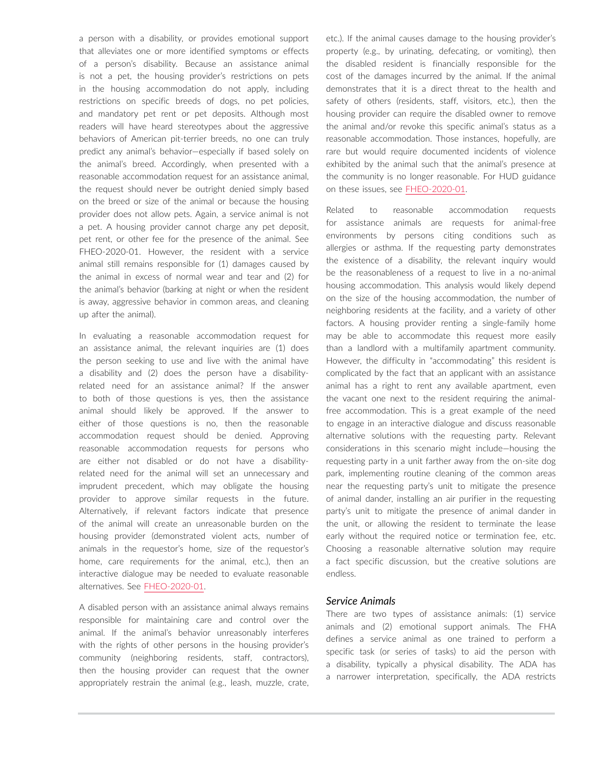a person with a disability, or provides emotional support that alleviates one or more identified symptoms or effects of a person's disability. Because an assistance animal is not a pet, the housing provider's restrictions on pets in the housing accommodation do not apply, including restrictions on specific breeds of dogs, no pet policies, and mandatory pet rent or pet deposits. Although most readers will have heard stereotypes about the aggressive behaviors of American pit-terrier breeds, no one can truly predict any animal's behavior—especially if based solely on the animal's breed. Accordingly, when presented with a reasonable accommodation request for an assistance animal, the request should never be outright denied simply based on the breed or size of the animal or because the housing provider does not allow pets. Again, a service animal is not a pet. A housing provider cannot charge any pet deposit, pet rent, or other fee for the presence of the animal. See FHEO-2020-01. However, the resident with a service animal still remains responsible for (1) damages caused by the animal in excess of normal wear and tear and (2) for the animal's behavior (barking at night or when the resident is away, aggressive behavior in common areas, and cleaning up after the animal).

In evaluating a reasonable accommodation request for an assistance animal, the relevant inquiries are (1) does the person seeking to use and live with the animal have a disability and (2) does the person have a disability-related need for an assistance animal? If the answer to both of those questions is yes, then the assistance animal should likely be approved. If the answer to either of those questions is no, then the reasonable accommodation request should be denied. Approving reasonable accommodation requests for persons who are either not disabled or do not have a disability-related need for the animal will set an unnecessary and imprudent precedent, which may obligate the housing provider to approve similar requests in the future. Alternatively, if relevant factors indicate that presence of the animal will create an unreasonable burden on the housing provider (demonstrated violent acts, number of animals in the requestor's home, size of the requestor's home, care requirements for the animal, etc.), then an interactive dialogue may be needed to evaluate reasonable alternatives. See FHEO-2020-01.

A disabled person with an assistance animal always remains responsible for maintaining care and control over the animal. If the animal's behavior unreasonably interferes with the rights of other persons in the housing provider's community (neighboring residents, staff, contractors), then the housing provider can request that the owner appropriately restrain the animal (e.g., leash, muzzle, crate, etc.). If the animal causes damage to the housing provider's property (e.g., by urinating, defecating, or vomiting), then the disabled resident is financially responsible for the cost of the damages incurred by the animal. If the animal demonstrates that it is a direct threat to the health and safety of others (residents, staff, visitors, etc.), then the housing provider can require the disabled owner to remove the animal and/or revoke this specific animal's status as a reasonable accommodation. Those instances, hopefully, are rare but would require documented incidents of violence exhibited by the animal such that the animal's presence at the community is no longer reasonable. For HUD guidance on these issues, see FHEO-2020-01.

Related to reasonable accommodation requests for assistance animals are requests for animal-free environments by persons citing conditions such as allergies or asthma. If the requesting party demonstrates the existence of a disability, the relevant inquiry would be the reasonableness of a request to live in a no-animal housing accommodation. This analysis would likely depend on the size of the housing accommodation, the number of neighboring residents at the facility, and a variety of other factors. A housing provider renting a single-family home may be able to accommodate this request more easily than a landlord with a multifamily apartment community. However, the difficulty in "accommodating" this resident is complicated by the fact that an applicant with an assistance animal has a right to rent any available apartment, even the vacant one next to the resident requiring the animal-free accommodation. This is a great example of the need to engage in an interactive dialogue and discuss reasonable alternative solutions with the requesting party. Relevant considerations in this scenario might include—housing the requesting party in a unit farther away from the on-site dog park, implementing routine cleaning of the common areas near the requesting party's unit to mitigate the presence of animal dander, installing an air purifier in the requesting party's unit to mitigate the presence of animal dander in the unit, or allowing the resident to terminate the lease early without the required notice or termination fee, etc. Choosing a reasonable alternative solution may require a fact specific discussion, but the creative solutions are endless.

### *Service Animals*

There are two types of assistance animals: (1) service animals and (2) emotional support animals. The FHA defines a service animal as one trained to perform a specific task (or series of tasks) to aid the person with a disability, typically a physical disability. The ADA has a narrower interpretation, specifically, the ADA restricts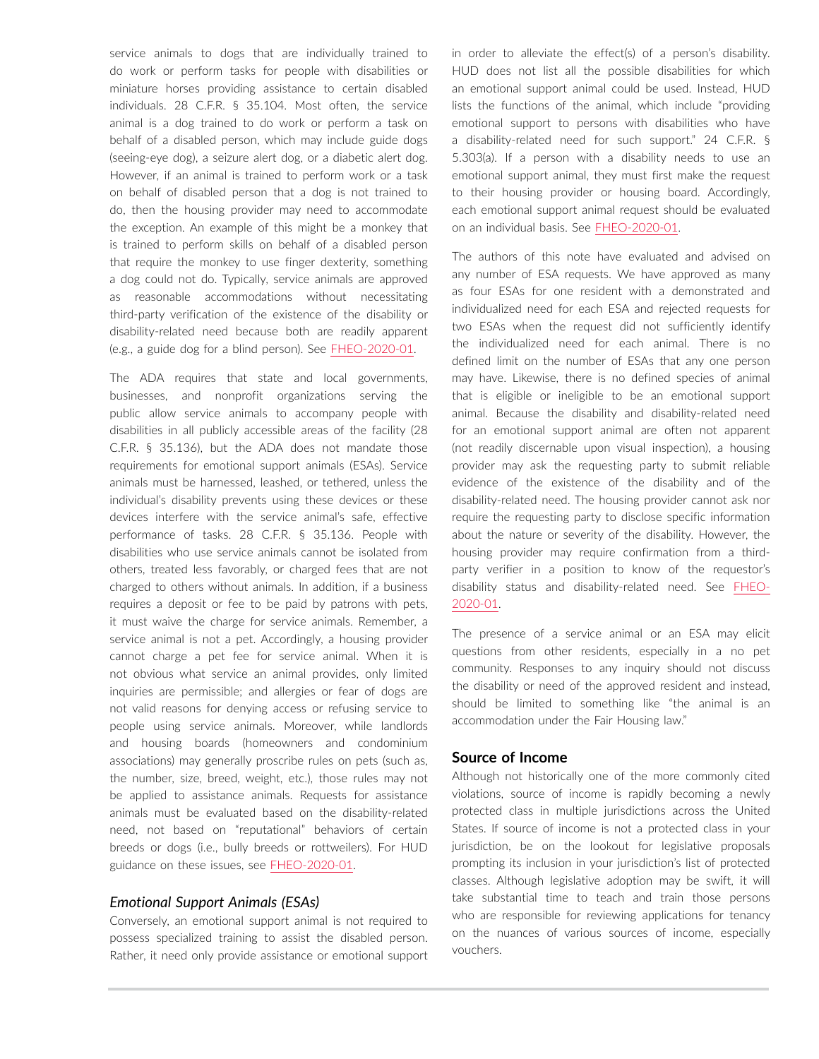service animals to dogs that are individually trained to do work or perform tasks for people with disabilities or miniature horses providing assistance to certain disabled individuals. 28 C.F.R. § 35.104. Most often, the service animal is a dog trained to do work or perform a task on behalf of a disabled person, which may include guide dogs (seeing-eye dog), a seizure alert dog, or a diabetic alert dog. However, if an animal is trained to perform work or a task on behalf of disabled person that a dog is not trained to do, then the housing provider may need to accommodate the exception. An example of this might be a monkey that is trained to perform skills on behalf of a disabled person that require the monkey to use finger dexterity, something a dog could not do. Typically, service animals are approved as reasonable accommodations without necessitating third-party verification of the existence of the disability or disability-related need because both are readily apparent (e.g., a guide dog for a blind person). See FHEO-2020-01.

The ADA requires that state and local governments, businesses, and nonprofit organizations serving the public allow service animals to accompany people with disabilities in all publicly accessible areas of the facility (28 C.F.R. § 35.136), but the ADA does not mandate those requirements for emotional support animals (ESAs). Service animals must be harnessed, leashed, or tethered, unless the individual's disability prevents using these devices or these devices interfere with the service animal's safe, effective performance of tasks. 28 C.F.R. § 35.136. People with disabilities who use service animals cannot be isolated from others, treated less favorably, or charged fees that are not charged to others without animals. In addition, if a business requires a deposit or fee to be paid by patrons with pets, it must waive the charge for service animals. Remember, a service animal is not a pet. Accordingly, a housing provider cannot charge a pet fee for service animal. When it is not obvious what service an animal provides, only limited inquiries are permissible; and allergies or fear of dogs are not valid reasons for denying access or refusing service to people using service animals. Moreover, while landlords and housing boards (homeowners and condominium associations) may generally proscribe rules on pets (such as, the number, size, breed, weight, etc.), those rules may not be applied to assistance animals. Requests for assistance animals must be evaluated based on the disability-related need, not based on "reputational" behaviors of certain breeds or dogs (i.e., bully breeds or rottweilers). For HUD guidance on these issues, see FHEO-2020-01.

### *Emotional Support Animals (ESAs)*

Conversely, an emotional support animal is not required to possess specialized training to assist the disabled person. Rather, it need only provide assistance or emotional support in order to alleviate the effect(s) of a person's disability. HUD does not list all the possible disabilities for which an emotional support animal could be used. Instead, HUD lists the functions of the animal, which include "providing emotional support to persons with disabilities who have a disability-related need for such support." 24 C.F.R. § 5.303(a). If a person with a disability needs to use an emotional support animal, they must first make the request to their housing provider or housing board. Accordingly, each emotional support animal request should be evaluated on an individual basis. See FHEO-2020-01.

The authors of this note have evaluated and advised on any number of ESA requests. We have approved as many as four ESAs for one resident with a demonstrated and individualized need for each ESA and rejected requests for two ESAs when the request did not sufficiently identify the individualized need for each animal. There is no defined limit on the number of ESAs that any one person may have. Likewise, there is no defined species of animal that is eligible or ineligible to be an emotional support animal. Because the disability and disability-related need for an emotional support animal are often not apparent (not readily discernable upon visual inspection), a housing provider may ask the requesting party to submit reliable evidence of the existence of the disability and of the disability-related need. The housing provider cannot ask nor require the requesting party to disclose specific information about the nature or severity of the disability. However, the housing provider may require confirmation from a third-party verifier in a position to know of the requestor's disability status and disability-related need. See FHEO-2020-01.

The presence of a service animal or an ESA may elicit questions from other residents, especially in a no pet community. Responses to any inquiry should not discuss the disability or need of the approved resident and instead, should be limited to something like "the animal is an accommodation under the Fair Housing law."

## Source of Income

Although not historically one of the more commonly cited violations, source of income is rapidly becoming a newly protected class in multiple jurisdictions across the United States. If source of income is not a protected class in your jurisdiction, be on the lookout for legislative proposals prompting its inclusion in your jurisdiction's list of protected classes. Although legislative adoption may be swift, it will take substantial time to teach and train those persons who are responsible for reviewing applications for tenancy on the nuances of various sources of income, especially vouchers.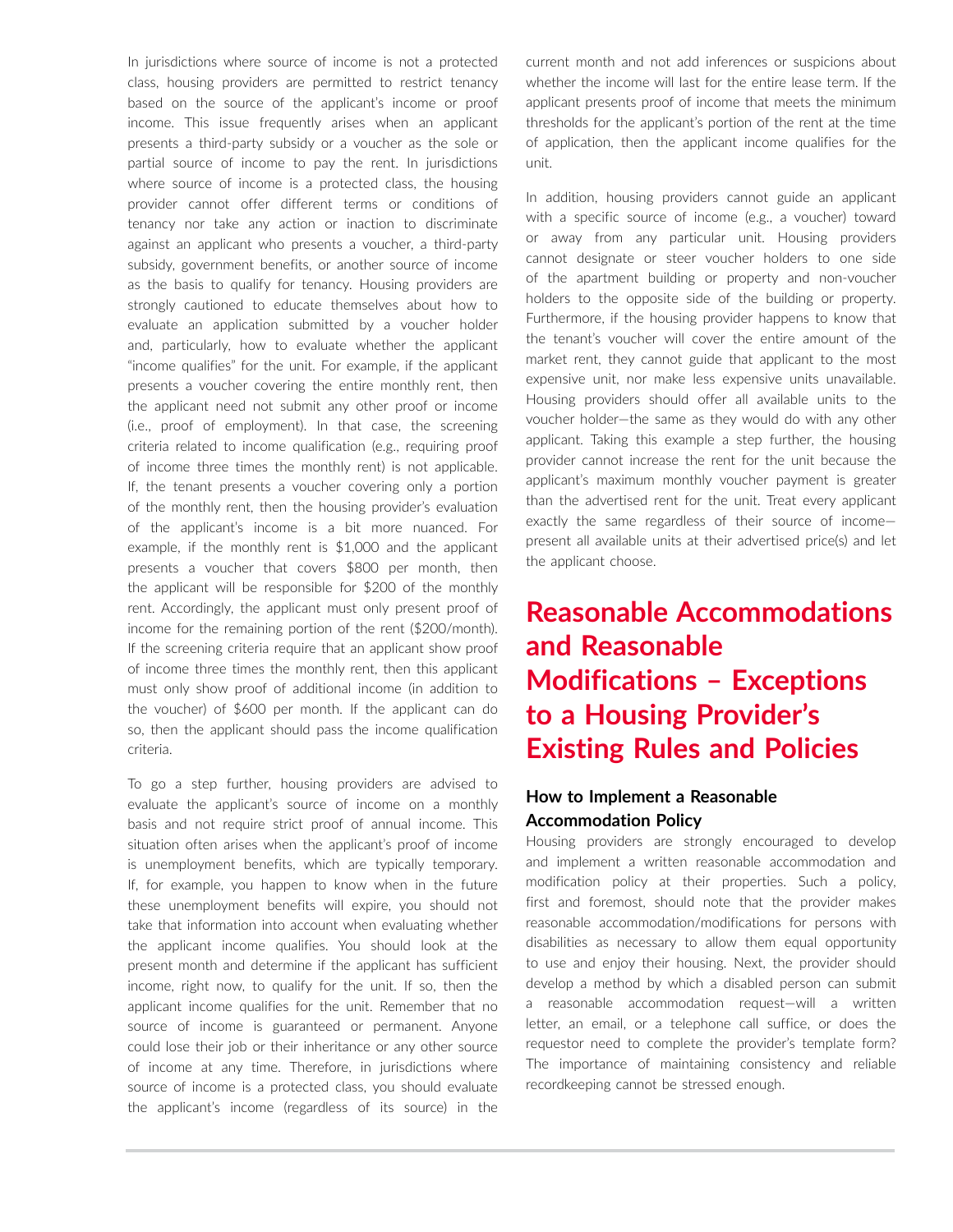In jurisdictions where source of income is not a protected class, housing providers are permitted to restrict tenancy based on the source of the applicant's income or proof income. This issue frequently arises when an applicant presents a third-party subsidy or a voucher as the sole or partial source of income to pay the rent. In jurisdictions where source of income is a protected class, the housing provider cannot offer different terms or conditions of tenancy nor take any action or inaction to discriminate against an applicant who presents a voucher, a third-party subsidy, government benefits, or another source of income as the basis to qualify for tenancy. Housing providers are strongly cautioned to educate themselves about how to evaluate an application submitted by a voucher holder and, particularly, how to evaluate whether the applicant "income qualifies" for the unit. For example, if the applicant presents a voucher covering the entire monthly rent, then the applicant need not submit any other proof or income (i.e., proof of employment). In that case, the screening criteria related to income qualification (e.g., requiring proof of income three times the monthly rent) is not applicable. If, the tenant presents a voucher covering only a portion of the monthly rent, then the housing provider's evaluation of the applicant's income is a bit more nuanced. For example, if the monthly rent is $1,000 and the applicant presents a voucher that covers $800 per month, then the applicant will be responsible for $200 of the monthly rent. Accordingly, the applicant must only present proof of income for the remaining portion of the rent ($200/month). If the screening criteria require that an applicant show proof of income three times the monthly rent, then this applicant must only show proof of additional income (in addition to the voucher) of $600 per month. If the applicant can do so, then the applicant should pass the income qualification criteria.

To go a step further, housing providers are advised to evaluate the applicant's source of income on a monthly basis and not require strict proof of annual income. This situation often arises when the applicant's proof of income is unemployment benefits, which are typically temporary. If, for example, you happen to know when in the future these unemployment benefits will expire, you should not take that information into account when evaluating whether the applicant income qualifies. You should look at the present month and determine if the applicant has sufficient income, right now, to qualify for the unit. If so, then the applicant income qualifies for the unit. Remember that no source of income is guaranteed or permanent. Anyone could lose their job or their inheritance or any other source of income at any time. Therefore, in jurisdictions where source of income is a protected class, you should evaluate the applicant's income (regardless of its source) in the current month and not add inferences or suspicions about whether the income will last for the entire lease term. If the applicant presents proof of income that meets the minimum thresholds for the applicant's portion of the rent at the time of application, then the applicant income qualifies for the unit.

In addition, housing providers cannot guide an applicant with a specific source of income (e.g., a voucher) toward or away from any particular unit. Housing providers cannot designate or steer voucher holders to one side of the apartment building or property and non-voucher holders to the opposite side of the building or property. Furthermore, if the housing provider happens to know that the tenant's voucher will cover the entire amount of the market rent, they cannot guide that applicant to the most expensive unit, nor make less expensive units unavailable. Housing providers should offer all available units to the voucher holder—the same as they would do with any other applicant. Taking this example a step further, the housing provider cannot increase the rent for the unit because the applicant's maximum monthly voucher payment is greater than the advertised rent for the unit. Treat every applicant exactly the same regardless of their source of income—present all available units at their advertised price(s) and let the applicant choose.

# Reasonable Accommodations and Reasonable Modifications – Exceptions to a Housing Provider's Existing Rules and Policies

### How to Implement a Reasonable Accommodation Policy

Housing providers are strongly encouraged to develop and implement a written reasonable accommodation and modification policy at their properties. Such a policy, first and foremost, should note that the provider makes reasonable accommodation/modifications for persons with disabilities as necessary to allow them equal opportunity to use and enjoy their housing. Next, the provider should develop a method by which a disabled person can submit a reasonable accommodation request—will a written letter, an email, or a telephone call suffice, or does the requestor need to complete the provider's template form? The importance of maintaining consistency and reliable recordkeeping cannot be stressed enough.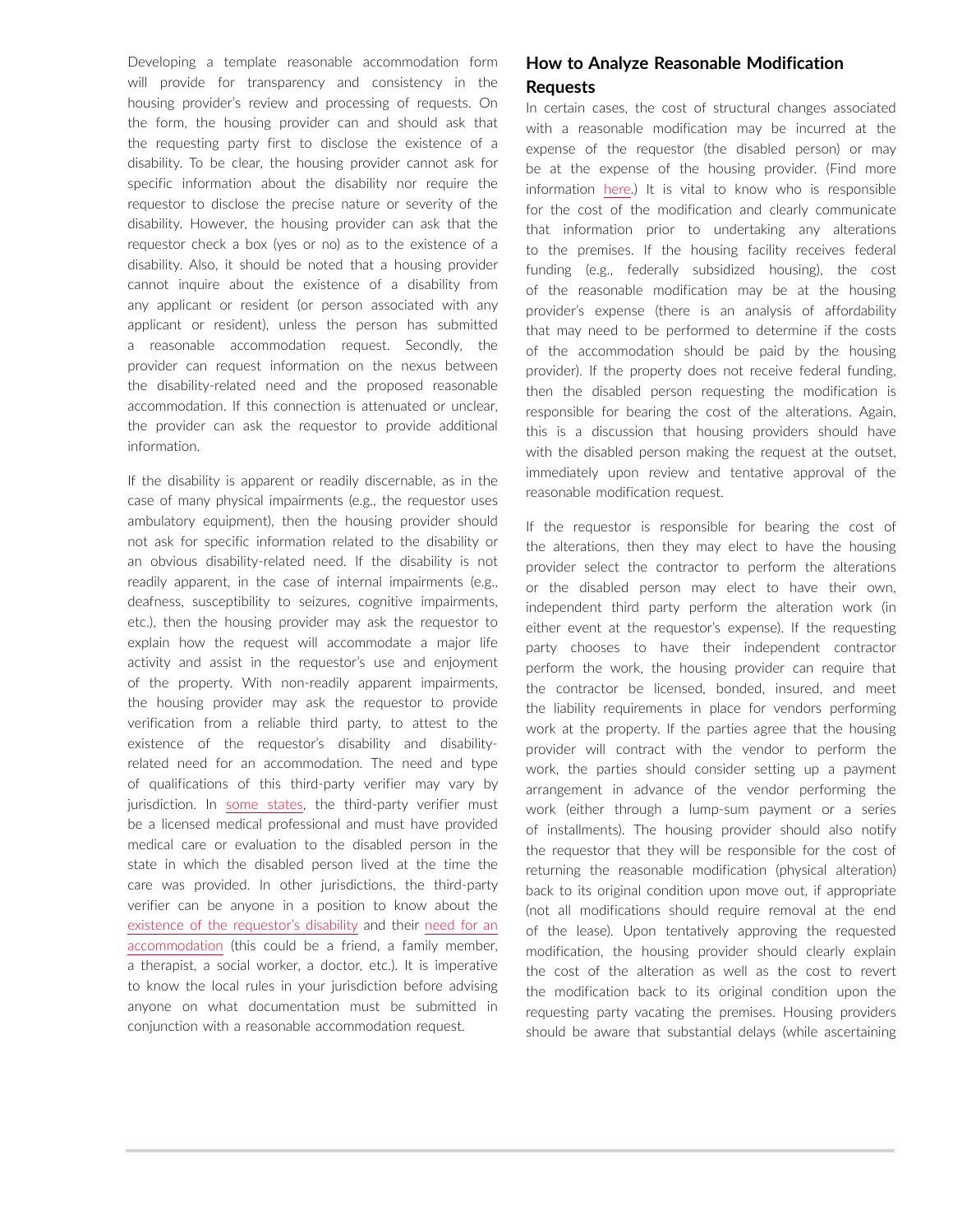Developing a template reasonable accommodation form will provide for transparency and consistency in the housing provider's review and processing of requests. On the form, the housing provider can and should ask that the requesting party first to disclose the existence of a disability. To be clear, the housing provider cannot ask for specific information about the disability nor require the requestor to disclose the precise nature or severity of the disability. However, the housing provider can ask that the requestor check a box (yes or no) as to the existence of a disability. Also, it should be noted that a housing provider cannot inquire about the existence of a disability from any applicant or resident (or person associated with any applicant or resident), unless the person has submitted a reasonable accommodation request. Secondly, the provider can request information on the nexus between the disability-related need and the proposed reasonable accommodation. If this connection is attenuated or unclear, the provider can ask the requestor to provide additional information.

If the disability is apparent or readily discernable, as in the case of many physical impairments (e.g., the requestor uses ambulatory equipment), then the housing provider should not ask for specific information related to the disability or an obvious disability-related need. If the disability is not readily apparent, in the case of internal impairments (e.g., deafness, susceptibility to seizures, cognitive impairments, etc.), then the housing provider may ask the requestor to explain how the request will accommodate a major life activity and assist in the requestor's use and enjoyment of the property. With non-readily apparent impairments, the housing provider may ask the requestor to provide verification from a reliable third party, to attest to the existence of the requestor's disability and disability-related need for an accommodation. The need and type of qualifications of this third-party verifier may vary by jurisdiction. In some states, the third-party verifier must be a licensed medical professional and must have provided medical care or evaluation to the disabled person in the state in which the disabled person lived at the time the care was provided. In other jurisdictions, the third-party verifier can be anyone in a position to know about the existence of the requestor's disability and their need for an accommodation (this could be a friend, a family member, a therapist, a social worker, a doctor, etc.). It is imperative to know the local rules in your jurisdiction before advising anyone on what documentation must be submitted in conjunction with a reasonable accommodation request.

## How to Analyze Reasonable Modification Requests

In certain cases, the cost of structural changes associated with a reasonable modification may be incurred at the expense of the requestor (the disabled person) or may be at the expense of the housing provider. (Find more information here.) It is vital to know who is responsible for the cost of the modification and clearly communicate that information prior to undertaking any alterations to the premises. If the housing facility receives federal funding (e.g., federally subsidized housing), the cost of the reasonable modification may be at the housing provider's expense (there is an analysis of affordability that may need to be performed to determine if the costs of the accommodation should be paid by the housing provider). If the property does not receive federal funding, then the disabled person requesting the modification is responsible for bearing the cost of the alterations. Again, this is a discussion that housing providers should have with the disabled person making the request at the outset, immediately upon review and tentative approval of the reasonable modification request.

If the requestor is responsible for bearing the cost of the alterations, then they may elect to have the housing provider select the contractor to perform the alterations or the disabled person may elect to have their own, independent third party perform the alteration work (in either event at the requestor's expense). If the requesting party chooses to have their independent contractor perform the work, the housing provider can require that the contractor be licensed, bonded, insured, and meet the liability requirements in place for vendors performing work at the property. If the parties agree that the housing provider will contract with the vendor to perform the work, the parties should consider setting up a payment arrangement in advance of the vendor performing the work (either through a lump-sum payment or a series of installments). The housing provider should also notify the requestor that they will be responsible for the cost of returning the reasonable modification (physical alteration) back to its original condition upon move out, if appropriate (not all modifications should require removal at the end of the lease). Upon tentatively approving the requested modification, the housing provider should clearly explain the cost of the alteration as well as the cost to revert the modification back to its original condition upon the requesting party vacating the premises. Housing providers should be aware that substantial delays (while ascertaining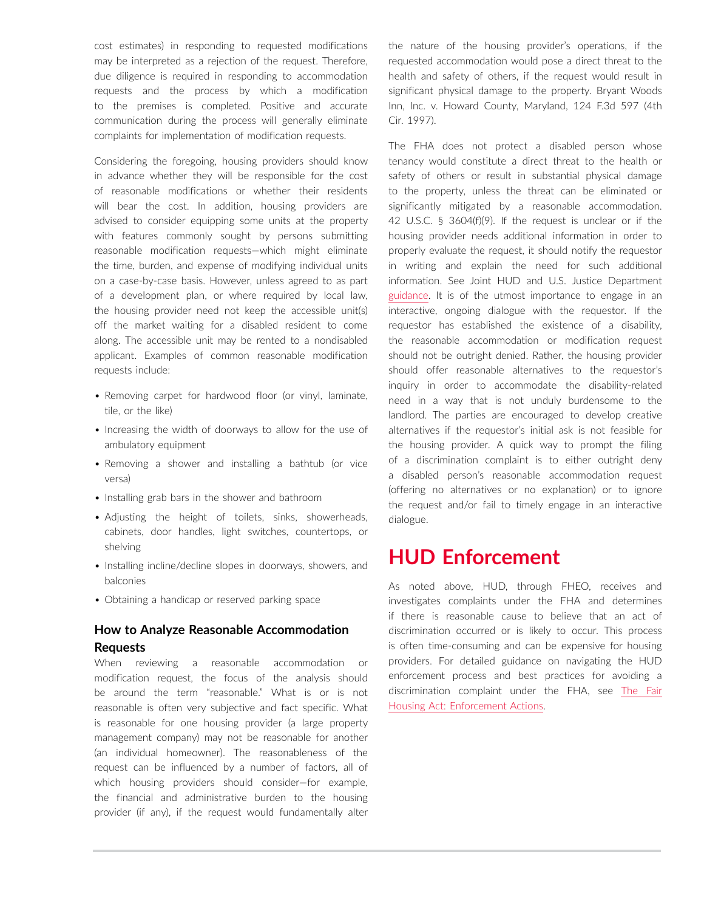cost estimates) in responding to requested modifications may be interpreted as a rejection of the request. Therefore, due diligence is required in responding to accommodation requests and the process by which a modification to the premises is completed. Positive and accurate communication during the process will generally eliminate complaints for implementation of modification requests.

Considering the foregoing, housing providers should know in advance whether they will be responsible for the cost of reasonable modifications or whether their residents will bear the cost. In addition, housing providers are advised to consider equipping some units at the property with features commonly sought by persons submitting reasonable modification requests—which might eliminate the time, burden, and expense of modifying individual units on a case-by-case basis. However, unless agreed to as part of a development plan, or where required by local law, the housing provider need not keep the accessible unit(s) off the market waiting for a disabled resident to come along. The accessible unit may be rented to a nondisabled applicant. Examples of common reasonable modification requests include:

- Removing carpet for hardwood floor (or vinyl, laminate, tile, or the like)
- Increasing the width of doorways to allow for the use of ambulatory equipment
- Removing a shower and installing a bathtub (or vice versa)
- Installing grab bars in the shower and bathroom
- Adjusting the height of toilets, sinks, showerheads, cabinets, door handles, light switches, countertops, or shelving
- Installing incline/decline slopes in doorways, showers, and balconies
- Obtaining a handicap or reserved parking space

### How to Analyze Reasonable Accommodation Requests

When reviewing a reasonable accommodation or modification request, the focus of the analysis should be around the term "reasonable." What is or is not reasonable is often very subjective and fact specific. What is reasonable for one housing provider (a large property management company) may not be reasonable for another (an individual homeowner). The reasonableness of the request can be influenced by a number of factors, all of which housing providers should consider—for example, the financial and administrative burden to the housing provider (if any), if the request would fundamentally alter the nature of the housing provider's operations, if the requested accommodation would pose a direct threat to the health and safety of others, if the request would result in significant physical damage to the property. Bryant Woods Inn, Inc. v. Howard County, Maryland, 124 F.3d 597 (4th Cir. 1997).

The FHA does not protect a disabled person whose tenancy would constitute a direct threat to the health or safety of others or result in substantial physical damage to the property, unless the threat can be eliminated or significantly mitigated by a reasonable accommodation. 42 U.S.C. § 3604(f)(9). If the request is unclear or if the housing provider needs additional information in order to properly evaluate the request, it should notify the requestor in writing and explain the need for such additional information. See Joint HUD and U.S. Justice Department guidance. It is of the utmost importance to engage in an interactive, ongoing dialogue with the requestor. If the requestor has established the existence of a disability, the reasonable accommodation or modification request should not be outright denied. Rather, the housing provider should offer reasonable alternatives to the requestor's inquiry in order to accommodate the disability-related need in a way that is not unduly burdensome to the landlord. The parties are encouraged to develop creative alternatives if the requestor's initial ask is not feasible for the housing provider. A quick way to prompt the filing of a discrimination complaint is to either outright deny a disabled person's reasonable accommodation request (offering no alternatives or no explanation) or to ignore the request and/or fail to timely engage in an interactive dialogue.

## HUD Enforcement

As noted above, HUD, through FHEO, receives and investigates complaints under the FHA and determines if there is reasonable cause to believe that an act of discrimination occurred or is likely to occur. This process is often time-consuming and can be expensive for housing providers. For detailed guidance on navigating the HUD enforcement process and best practices for avoiding a discrimination complaint under the FHA, see The Fair Housing Act: Enforcement Actions.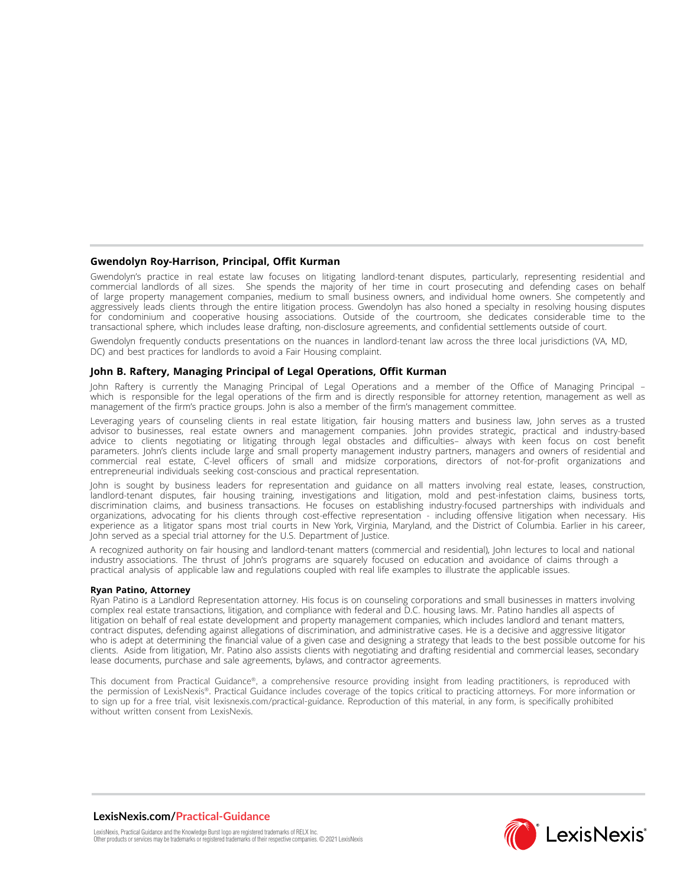**Gwendolyn Roy-Harrison, Principal, Offit Kurman**

Gwendolyn's practice in real estate law focuses on litigating landlord-tenant disputes, particularly, representing residential and commercial landlords of all sizes. She spends the majority of her time in court prosecuting and defending cases on behalf of large property management companies, medium to small business owners, and individual home owners. She competently and aggressively leads clients through the entire litigation process. Gwendolyn has also honed a specialty in resolving housing disputes for condominium and cooperative housing associations. Outside of the courtroom, she dedicates considerable time to the transactional sphere, which includes lease drafting, non-disclosure agreements, and confidential settlements outside of court.

Gwendolyn frequently conducts presentations on the nuances in landlord-tenant law across the three local jurisdictions (VA, MD, DC) and best practices for landlords to avoid a Fair Housing complaint.

**John B. Raftery, Managing Principal of Legal Operations, Offit Kurman**

John Raftery is currently the Managing Principal of Legal Operations and a member of the Office of Managing Principal – which is responsible for the legal operations of the firm and is directly responsible for attorney retention, management as well as management of the firm's practice groups. John is also a member of the firm's management committee.

Leveraging years of counseling clients in real estate litigation, fair housing matters and business law, John serves as a trusted advisor to businesses, real estate owners and management companies. John provides strategic, practical and industry-based advice to clients negotiating or litigating through legal obstacles and difficulties– always with keen focus on cost benefit parameters. John's clients include large and small property management industry partners, managers and owners of residential and commercial real estate, C-level officers of small and midsize corporations, directors of not-for-profit organizations and entrepreneurial individuals seeking cost-conscious and practical representation.

John is sought by business leaders for representation and guidance on all matters involving real estate, leases, construction, landlord-tenant disputes, fair housing training, investigations and litigation, mold and pest-infestation claims, business torts, discrimination claims, and business transactions. He focuses on establishing industry-focused partnerships with individuals and organizations, advocating for his clients through cost-effective representation - including offensive litigation when necessary. His experience as a litigator spans most trial courts in New York, Virginia, Maryland, and the District of Columbia. Earlier in his career, John served as a special trial attorney for the U.S. Department of Justice.

A recognized authority on fair housing and landlord-tenant matters (commercial and residential), John lectures to local and national industry associations. The thrust of John's programs are squarely focused on education and avoidance of claims through a practical analysis of applicable law and regulations coupled with real life examples to illustrate the applicable issues.

**Ryan Patino, Attorney**

Ryan Patino is a Landlord Representation attorney. His focus is on counseling corporations and small businesses in matters involving complex real estate transactions, litigation, and compliance with federal and D.C. housing laws. Mr. Patino handles all aspects of litigation on behalf of real estate development and property management companies, which includes landlord and tenant matters, contract disputes, defending against allegations of discrimination, and administrative cases. He is a decisive and aggressive litigator who is adept at determining the financial value of a given case and designing a strategy that leads to the best possible outcome for his clients. Aside from litigation, Mr. Patino also assists clients with negotiating and drafting residential and commercial leases, secondary lease documents, purchase and sale agreements, bylaws, and contractor agreements.

This document from Practical Guidance®, a comprehensive resource providing insight from leading practitioners, is reproduced with the permission of LexisNexis®. Practical Guidance includes coverage of the topics critical to practicing attorneys. For more information or to sign up for a free trial, visit lexisnexis.com/practical-guidance. Reproduction of this material, in any form, is specifically prohibited without written consent from LexisNexis.

**LexisNexis.com/Practical-Guidance**

LexisNexis, Practical Guidance and the Knowledge Burst logo are registered trademarks of RELX Inc. Other products or services may be trademarks or registered trademarks of their respective companies. © 2021 LexisNexis